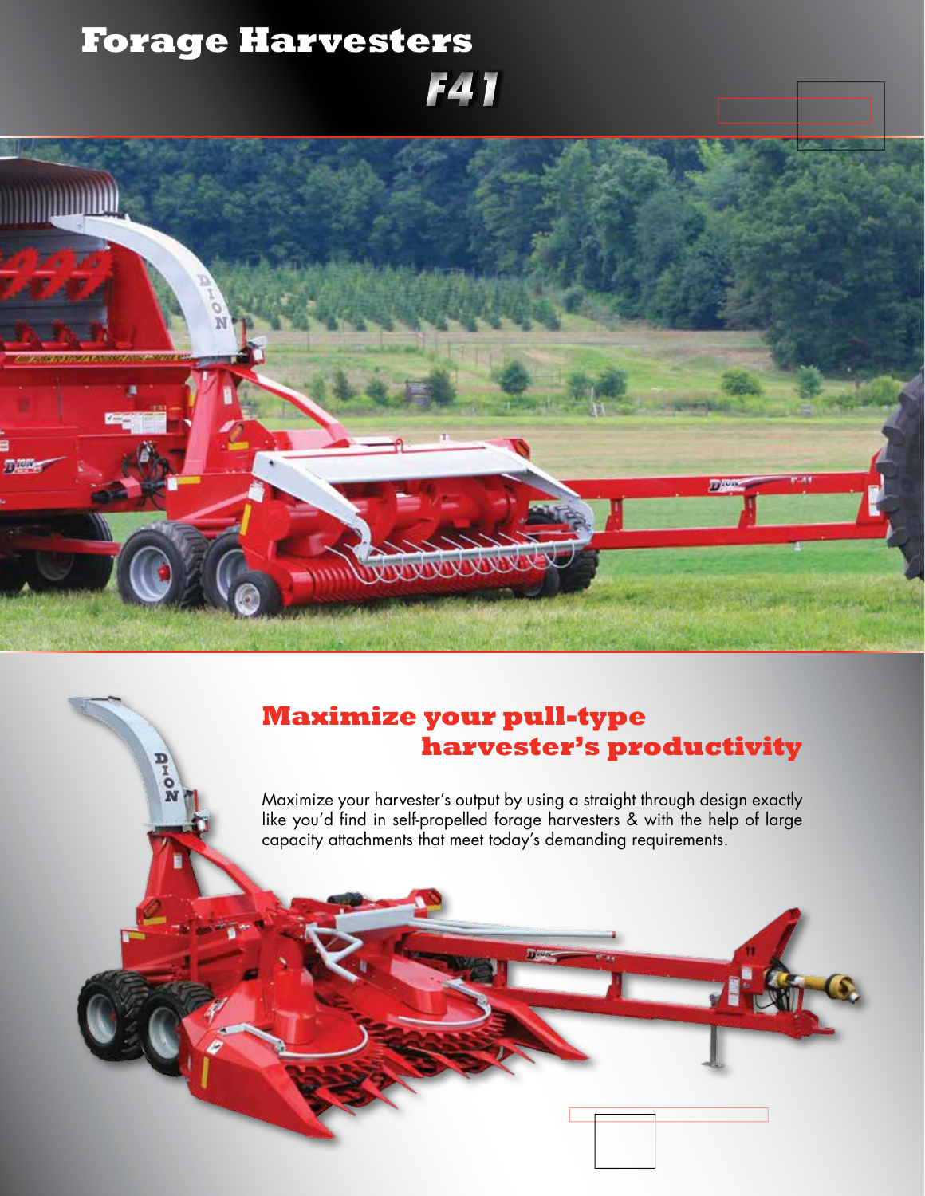# Forage Harvesters

## F41

## Maximize your pull-type harvester's productivity

Maximize your harvester's output by using a straight through design exactly like you'd find in self-propelled forage harvesters & with the help of large capacity attachments that meet today's demanding requirements.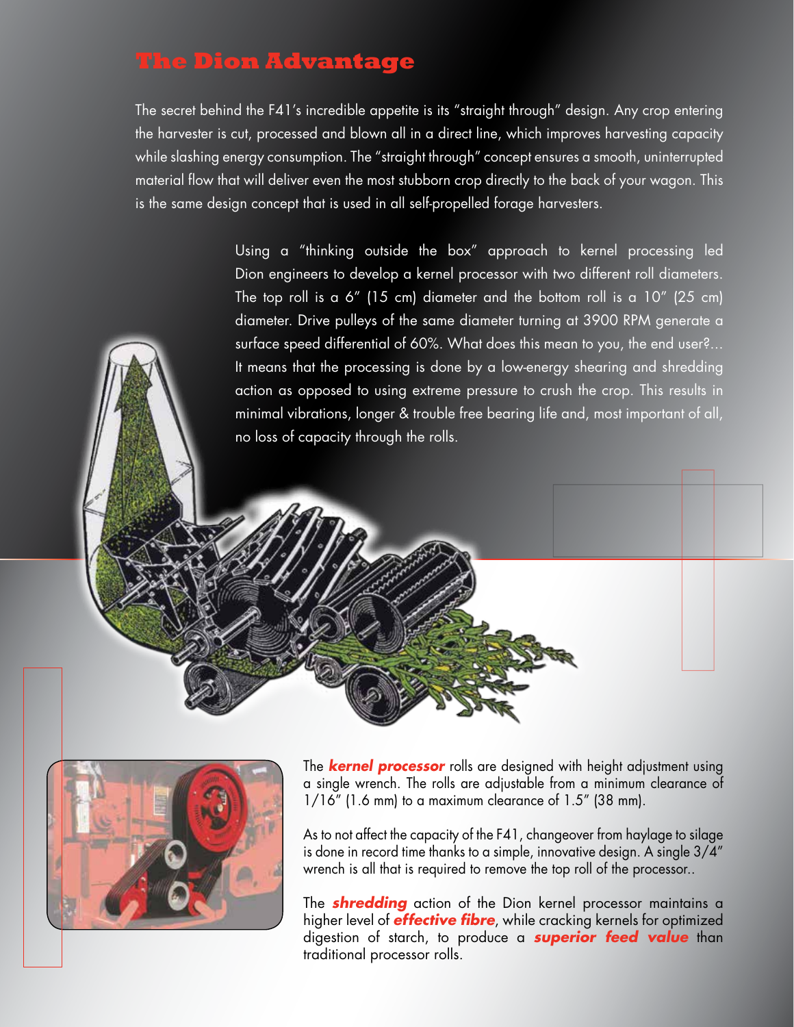# The Dion Advantage

The secret behind the F41's incredible appetite is its "straight through" design. Any crop entering the harvester is cut, processed and blown all in a direct line, which improves harvesting capacity while slashing energy consumption. The "straight through" concept ensures a smooth, uninterrupted material flow that will deliver even the most stubborn crop directly to the back of your wagon. This is the same design concept that is used in all self-propelled forage harvesters.

Using a "thinking outside the box" approach to kernel processing led Dion engineers to develop a kernel processor with two different roll diameters. The top roll is a 6" (15 cm) diameter and the bottom roll is a 10" (25 cm) diameter. Drive pulleys of the same diameter turning at 3900 RPM generate a surface speed differential of 60%. What does this mean to you, the end user?... It means that the processing is done by a low-energy shearing and shredding action as opposed to using extreme pressure to crush the crop. This results in minimal vibrations, longer & trouble free bearing life and, most important of all, no loss of capacity through the rolls.

The ***kernel processor*** rolls are designed with height adjustment using a single wrench. The rolls are adjustable from a minimum clearance of 1/16" (1.6 mm) to a maximum clearance of 1.5" (38 mm).

As to not affect the capacity of the F41, changeover from haylage to silage is done in record time thanks to a simple, innovative design. A single 3/4" wrench is all that is required to remove the top roll of the processor..

The ***shredding*** action of the Dion kernel processor maintains a higher level of ***effective fibre***, while cracking kernels for optimized digestion of starch, to produce a ***superior feed value*** than traditional processor rolls.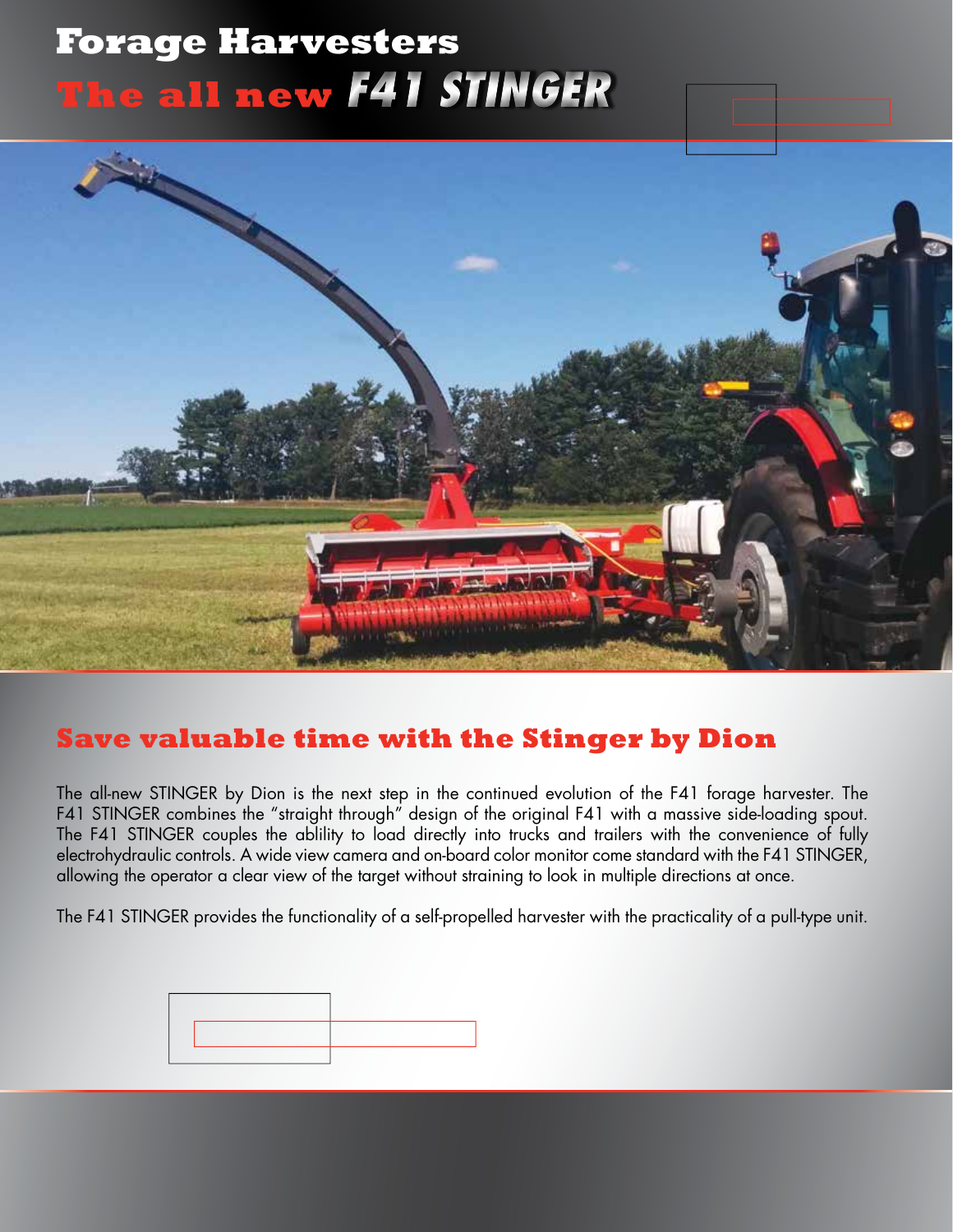# Forage Harvesters

## The all new F41 STINGER

## Save valuable time with the Stinger by Dion

The all-new STINGER by Dion is the next step in the continued evolution of the F41 forage harvester. The F41 STINGER combines the "straight through" design of the original F41 with a massive side-loading spout. The F41 STINGER couples the ablility to load directly into trucks and trailers with the convenience of fully electrohydraulic controls. A wide view camera and on-board color monitor come standard with the F41 STINGER, allowing the operator a clear view of the target without straining to look in multiple directions at once.

The F41 STINGER provides the functionality of a self-propelled harvester with the practicality of a pull-type unit.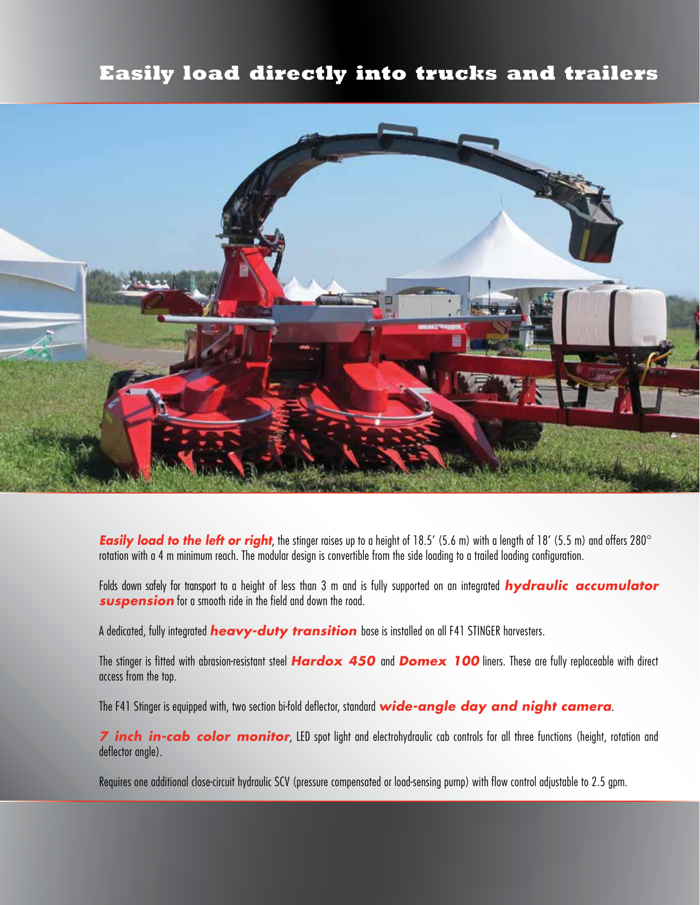# Easily load directly into trucks and trailers

***Easily load to the left or right***, the stinger raises up to a height of 18.5' (5.6 m) with a length of 18' (5.5 m) and offers 280° rotation with a 4 m minimum reach. The modular design is convertible from the side loading to a trailed loading configuration.

Folds down safely for transport to a height of less than 3 m and is fully supported on an integrated ***hydraulic accumulator suspension*** for a smooth ride in the field and down the road.

A dedicated, fully integrated ***heavy-duty transition*** base is installed on all F41 STINGER harvesters.

The stinger is fitted with abrasion-resistant steel ***Hardox 450*** and ***Domex 100*** liners. These are fully replaceable with direct access from the top.

The F41 Stinger is equipped with, two section bi-fold deflector, standard ***wide-angle day and night camera***.

***7 inch in-cab color monitor***, LED spot light and electrohydraulic cab controls for all three functions (height, rotation and deflector angle).

Requires one additional close-circuit hydraulic SCV (pressure compensated or load-sensing pump) with flow control adjustable to 2.5 gpm.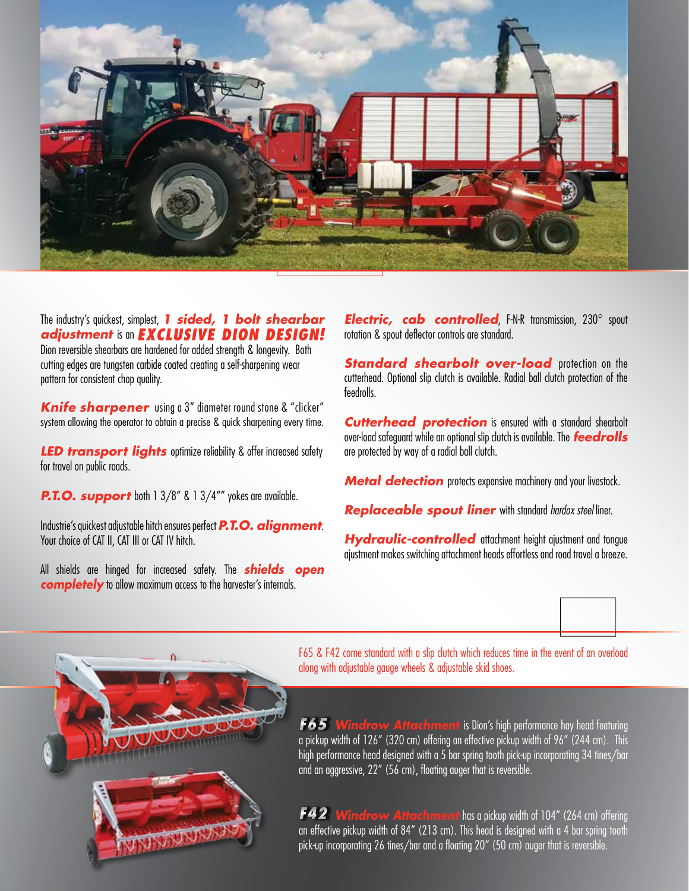The industry's quickest, simplest, ***1 sided, 1 bolt shearbar adjustment*** is an ***EXCLUSIVE DION DESIGN!*** Dion reversible shearbars are hardened for added strength & longevity. Both cutting edges are tungsten carbide coated creating a self-sharpening wear pattern for consistent chop quality.

***Knife sharpener*** using a 3" diameter round stone & "clicker" system allowing the operator to obtain a precise & quick sharpening every time.

***LED transport lights*** optimize reliability & offer increased safety for travel on public roads.

***P.T.O. support*** both 1 3/8" & 1 3/4"" yokes are available.

Industrie's quickest adjustable hitch ensures perfect ***P.T.O. alignment***. Your choice of CAT II, CAT III or CAT IV hitch.

All shields are hinged for increased safety. The ***shields open completely*** to allow maximum access to the harvester's internals.

***Electric, cab controlled***, F-N-R transmission, 230° spout rotation & spout deflector controls are standard.

***Standard shearbolt over-load*** protection on the cutterhead. Optional slip clutch is available. Radial ball clutch protection of the feedrolls.

***Cutterhead protection*** is ensured with a standard shearbolt over-load safeguard while an optional slip clutch is available. The ***feedrolls*** are protected by way of a radial ball clutch.

***Metal detection*** protects expensive machinery and your livestock.

***Replaceable spout liner*** with standard *hardox steel* liner.

***Hydraulic-controlled*** attachment height ajustment and tongue ajustment makes switching attachment heads effortless and road travel a breeze.

F65 & F42 come standard with a slip clutch which reduces time in the event of an overload along with adjustable gauge wheels & adjustable skid shoes.

***F65 Windrow Attachment*** is Dion's high performance hay head featuring a pickup width of 126" (320 cm) offering an effective pickup width of 96" (244 cm). This high performance head designed with a 5 bar spring tooth pick-up incorporating 34 tines/bar and an aggressive, 22" (56 cm), floating auger that is reversible.

***F42 Windrow Attachment*** has a pickup width of 104" (264 cm) offering an effective pickup width of 84" (213 cm). This head is designed with a 4 bar spring tooth pick-up incorporating 26 tines/bar and a floating 20" (50 cm) auger that is reversible.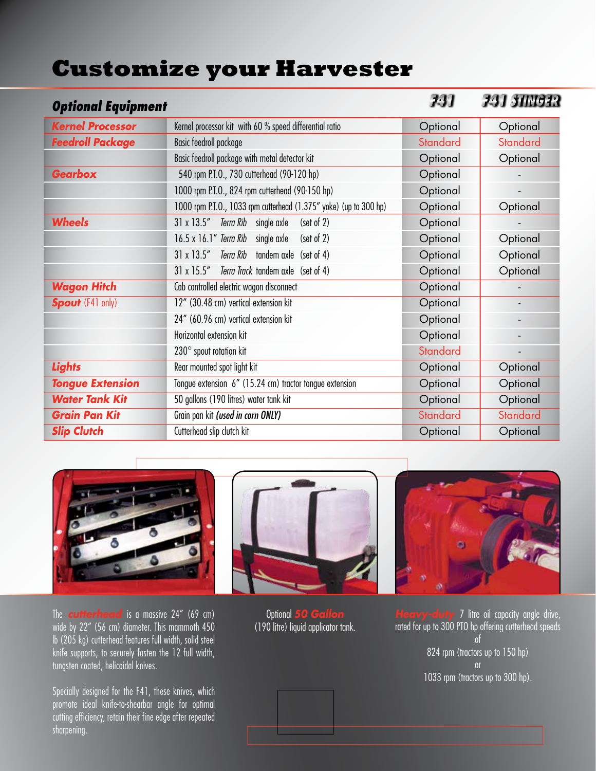# Customize your Harvester

| Optional Equipment | | F41 | F41 STINGER |
|---|---|---|---|
| **Kernel Processor** | Kernel processor kit with 60 % speed differential ratio | Optional | Optional |
| **Feedroll Package** | Basic feedroll package | Standard | Standard |
| | Basic feedroll package with metal detector kit | Optional | Optional |
| **Gearbox** | 540 rpm P.T.O., 730 cutterhead (90-120 hp) | Optional | - |
| | 1000 rpm P.T.O., 824 rpm cutterhead (90-150 hp) | Optional | - |
| | 1000 rpm P.T.O., 1033 rpm cutterhead (1.375" yoke) (up to 300 hp) | Optional | Optional |
| **Wheels** | 31 x 13.5" *Terra Rib* single axle (set of 2) | Optional | - |
| | 16.5 x 16.1" *Terra Rib* single axle (set of 2) | Optional | Optional |
| | 31 x 13.5" *Terra Rib* tandem axle (set of 4) | Optional | Optional |
| | 31 x 15.5" *Terra Track* tandem axle (set of 4) | Optional | Optional |
| **Wagon Hitch** | Cab controlled electric wagon disconnect | Optional | - |
| **Spout** (F41 only) | 12" (30.48 cm) vertical extension kit | Optional | - |
| | 24" (60.96 cm) vertical extension kit | Optional | - |
| | Horizontal extension kit | Optional | - |
| | 230° spout rotation kit | Standard | - |
| **Lights** | Rear mounted spot light kit | Optional | Optional |
| **Tongue Extension** | Tongue extension 6" (15.24 cm) tractor tongue extension | Optional | Optional |
| **Water Tank Kit** | 50 gallons (190 litres) water tank kit | Optional | Optional |
| **Grain Pan Kit** | Grain pan kit ***(used in corn ONLY)*** | Standard | Standard |
| **Slip Clutch** | Cutterhead slip clutch kit | Optional | Optional |

The ***cutterhead*** is a massive 24" (69 cm) wide by 22" (56 cm) diameter. This mammoth 450 lb (205 kg) cutterhead features full width, solid steel knife supports, to securely fasten the 12 full width, tungsten coated, helicoidal knives.

Specially designed for the F41, these knives, which promote ideal knife-to-shearbar angle for optimal cutting efficiency, retain their fine edge after repeated sharpening.

Optional ***50 Gallon*** (190 litre) liquid applicator tank.

***Heavy-duty*** 7 litre oil capacity angle drive, rated for up to 300 PTO hp offering cutterhead speeds of
824 rpm (tractors up to 150 hp)
or
1033 rpm (tractors up to 300 hp).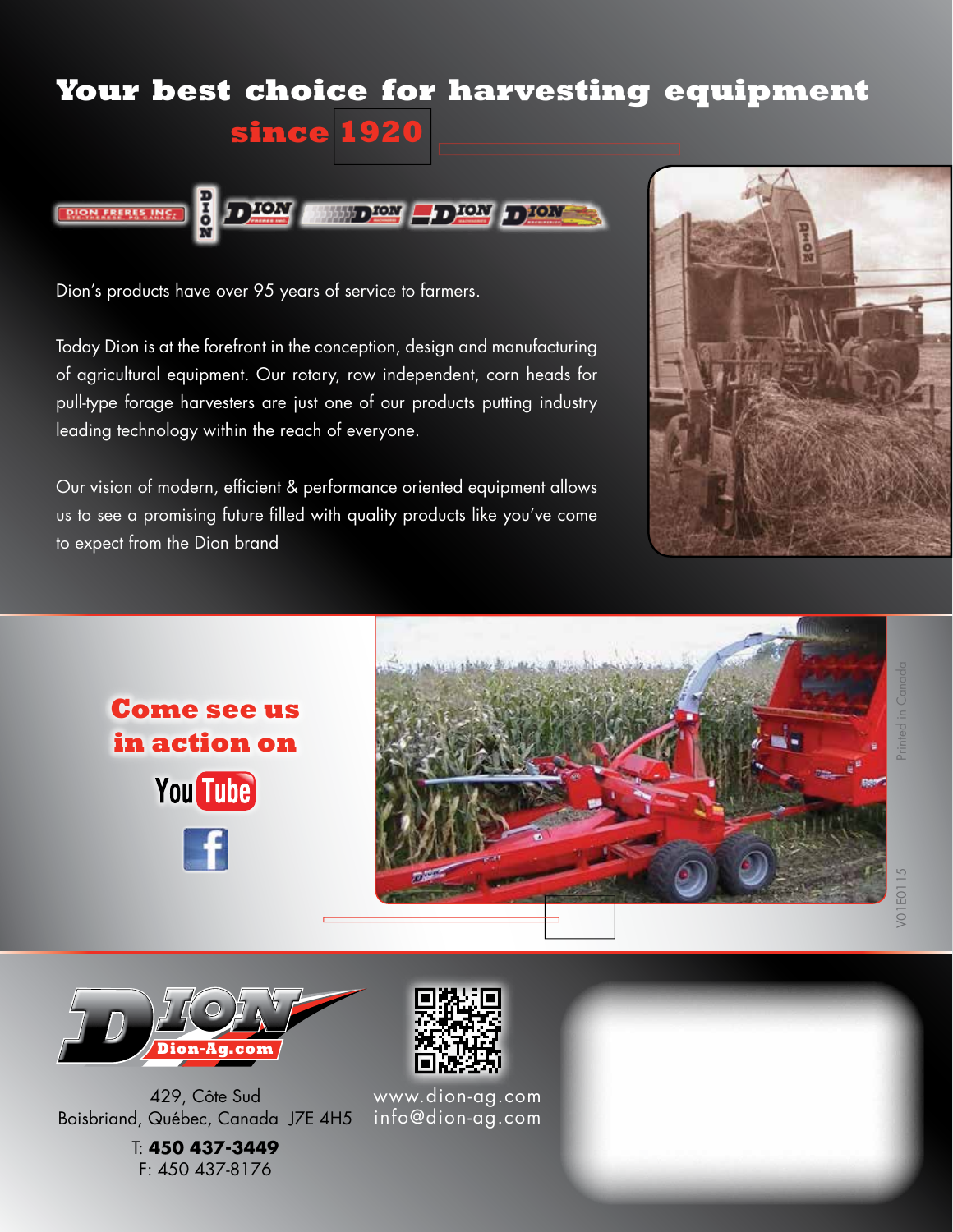# Your best choice for harvesting equipment since 1920

Dion's products have over 95 years of service to farmers.

Today Dion is at the forefront in the conception, design and manufacturing of agricultural equipment. Our rotary, row independent, corn heads for pull-type forage harvesters are just one of our products putting industry leading technology within the reach of everyone.

Our vision of modern, efficient & performance oriented equipment allows us to see a promising future filled with quality products like you've come to expect from the Dion brand

## Come see us in action on

YouTube

Printed in Canada

V01E0115

Dion-Ag.com

429, Côte Sud
Boisbriand, Québec, Canada J7E 4H5

T: **450 437-3449**
F: 450 437-8176

www.dion-ag.com
info@dion-ag.com